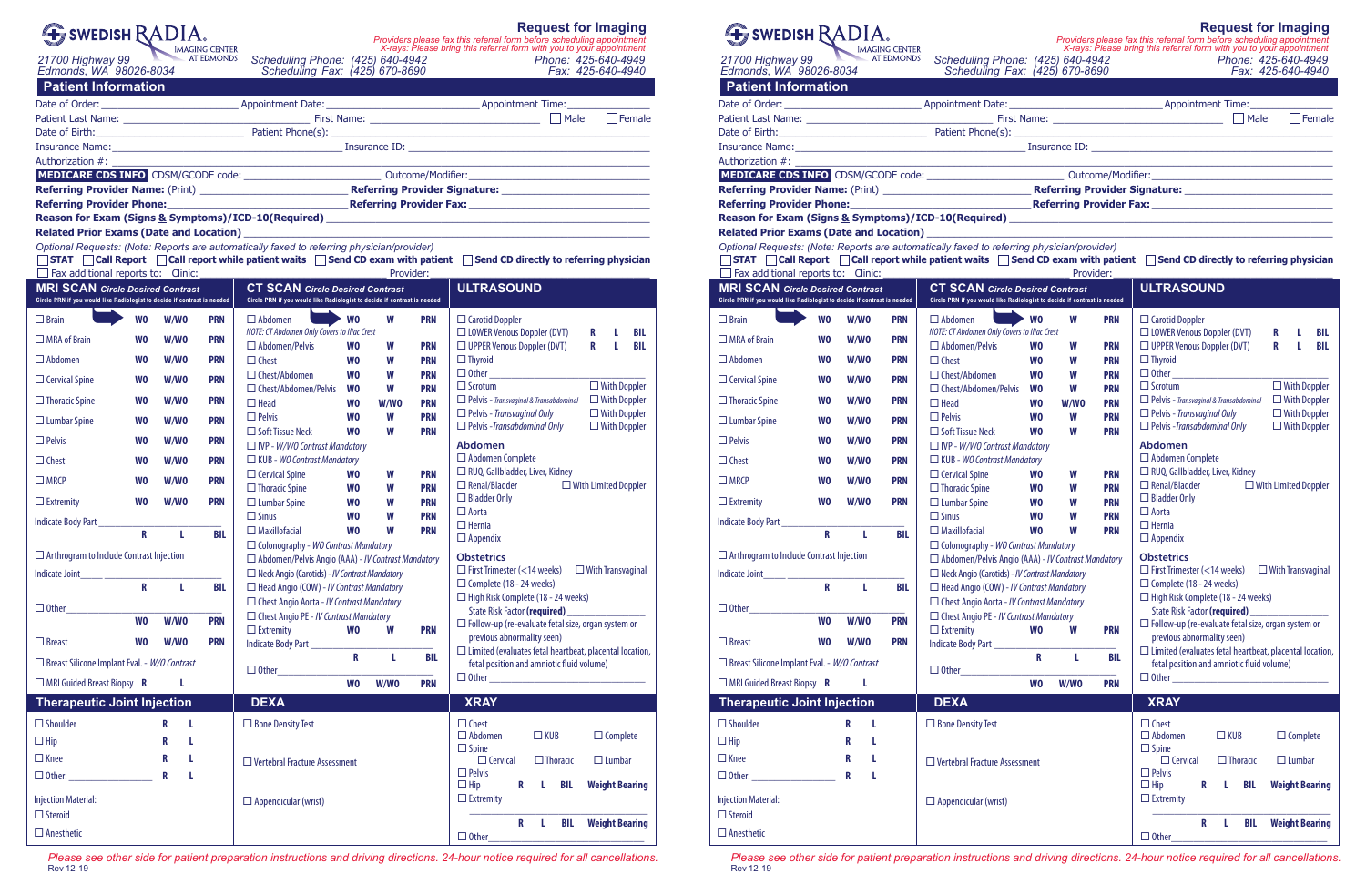# SWEDISH RADIA IMAGING CENTER AT EDMONDS

21700 Highway 99
Edmonds, WA 98026-8034

Scheduling Phone: (425) 640-4942
Scheduling Fax: (425) 670-8690

## Request for Imaging

*Providers please fax this referral form before scheduling appointment*
*X-rays: Please bring this referral form with you to your appointment*

Phone: 425-640-4949
Fax: 425-640-4940

## Patient Information

Date of Order: ____________ Appointment Date: ____________ Appointment Time: ____________

Patient Last Name: ____________ First Name: ____________ ☐ Male ☐ Female

Date of Birth: ____________ Patient Phone(s): ____________

Insurance Name: ____________ Insurance ID: ____________

Authorization #: ____________

**MEDICARE CDS INFO** CDSM/GCODE code: ____________ Outcome/Modifier: ____________

**Referring Provider Name:** (Print) ____________ **Referring Provider Signature:** ____________

**Referring Provider Phone:** ____________ **Referring Provider Fax:** ____________

**Reason for Exam (Signs & Symptoms)/ICD-10(Required)** ____________

**Related Prior Exams (Date and Location)** ____________

*Optional Requests: (Note: Reports are automatically faxed to referring physician/provider)*

☐ **STAT** ☐ **Call Report** ☐ **Call report while patient waits** ☐ **Send CD exam with patient** ☐ **Send CD directly to referring physician**

☐ Fax additional reports to: Clinic: ____________ Provider: ____________

## MRI SCAN *Circle Desired Contrast*

Circle PRN if you would like Radiologist to decide if contrast is needed

| Exam | | | |
|---|---|---|---|
| ☐ Brain | WO | W/WO | PRN |
| ☐ MRA of Brain | WO | W/WO | PRN |
| ☐ Abdomen | WO | W/WO | PRN |
| ☐ Cervical Spine | WO | W/WO | PRN |
| ☐ Thoracic Spine | WO | W/WO | PRN |
| ☐ Lumbar Spine | WO | W/WO | PRN |
| ☐ Pelvis | WO | W/WO | PRN |
| ☐ Chest | WO | W/WO | PRN |
| ☐ MRCP | WO | W/WO | PRN |
| ☐ Extremity | WO | W/WO | PRN |

Indicate Body Part ____________ R L BIL

☐ Arthrogram to Include Contrast Injection

Indicate Joint ____________ R L BIL

☐ Other ____________ WO W/WO PRN

☐ Breast WO W/WO PRN

☐ Breast Silicone Implant Eval. - *W/O Contrast*

☐ MRI Guided Breast Biopsy R L

## CT SCAN *Circle Desired Contrast*

Circle PRN if you would like Radiologist to decide if contrast is needed

| Exam | | | |
|---|---|---|---|
| ☐ Abdomen | WO | W | PRN |

*NOTE: CT Abdomen Only Covers to Iliac Crest*

| Exam | | | |
|---|---|---|---|
| ☐ Abdomen/Pelvis | WO | W | PRN |
| ☐ Chest | WO | W | PRN |
| ☐ Chest/Abdomen | WO | W | PRN |
| ☐ Chest/Abdomen/Pelvis | WO | W | PRN |
| ☐ Head | WO | W/WO | PRN |
| ☐ Pelvis | WO | W | PRN |
| ☐ Soft Tissue Neck | WO | W | PRN |

☐ IVP - *W/WO Contrast Mandatory*

☐ KUB - *WO Contrast Mandatory*

| Exam | | | |
|---|---|---|---|
| ☐ Cervical Spine | WO | W | PRN |
| ☐ Thoracic Spine | WO | W | PRN |
| ☐ Lumbar Spine | WO | W | PRN |
| ☐ Sinus | WO | W | PRN |
| ☐ Maxillofacial | WO | W | PRN |

☐ Colonography - *WO Contrast Mandatory*

☐ Abdomen/Pelvis Angio (AAA) - *IV Contrast Mandatory*

☐ Neck Angio (Carotids) - *IV Contrast Mandatory*

☐ Head Angio (COW) - *IV Contrast Mandatory*

☐ Chest Angio Aorta - *IV Contrast Mandatory*

☐ Chest Angio PE - *IV Contrast Mandatory*

☐ Extremity WO W PRN

Indicate Body Part ____________ R L BIL

☐ Other ____________ WO W/WO PRN

## ULTRASOUND

☐ Carotid Doppler

☐ LOWER Venous Doppler (DVT) R L BIL

☐ UPPER Venous Doppler (DVT) R L BIL

☐ Thyroid

☐ Other ____________ ☐ With Doppler

☐ Scrotum ☐ With Doppler

☐ Pelvis - *Transvaginal & Transabdominal* ☐ With Doppler

☐ Pelvis - *Transvaginal Only* ☐ With Doppler

☐ Pelvis - *Transabdominal Only* ☐ With Doppler

### Abdomen

☐ Abdomen Complete

☐ RUQ, Gallbladder, Liver, Kidney

☐ Renal/Bladder ☐ With Limited Doppler

☐ Bladder Only

☐ Aorta

☐ Hernia

☐ Appendix

### Obstetrics

☐ First Trimester (<14 weeks) ☐ With Transvaginal

☐ Complete (18 - 24 weeks)

☐ High Risk Complete (18 - 24 weeks)
State Risk Factor **(required)** ____________

☐ Follow-up (re-evaluate fetal size, organ system or previous abnormality seen)

☐ Limited (evaluates fetal heartbeat, placental location, fetal position and amniotic fluid volume)

☐ Other ____________

## Therapeutic Joint Injection

☐ Shoulder R L

☐ Hip R L

☐ Knee R L

☐ Other: ____________ R L

Injection Material:

☐ Steroid

☐ Anesthetic

## DEXA

☐ Bone Density Test

☐ Vertebral Fracture Assessment

☐ Appendicular (wrist)

## XRAY

☐ Chest

☐ Abdomen ☐ KUB ☐ Complete

☐ Spine ☐ Cervical ☐ Thoracic ☐ Lumbar

☐ Pelvis

☐ Hip R L BIL **Weight Bearing**

☐ Extremity ____________ R L BIL **Weight Bearing**

☐ Other ____________

*Please see other side for patient preparation instructions and driving directions. 24-hour notice required for all cancellations.*

Rev 12-19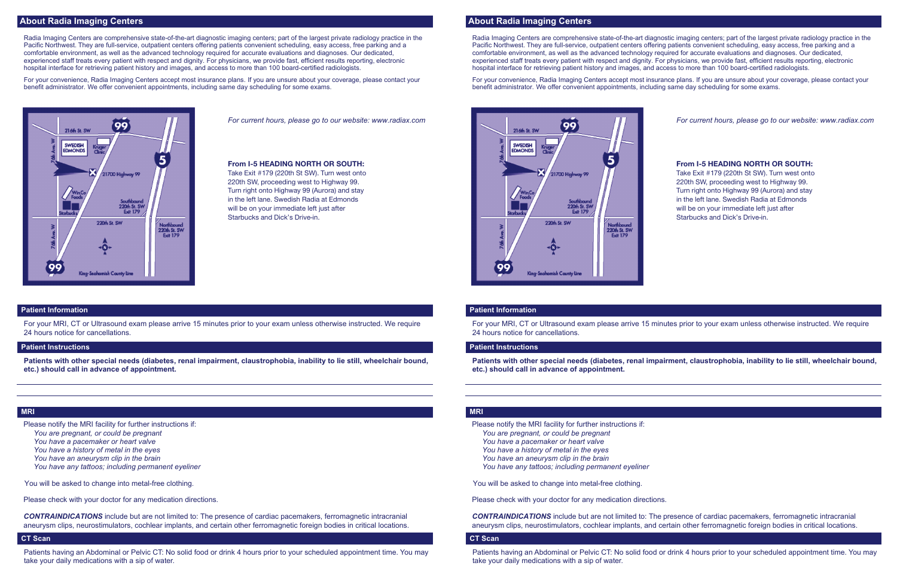## About Radia Imaging Centers

Radia Imaging Centers are comprehensive state-of-the-art diagnostic imaging centers; part of the largest private radiology practice in the Pacific Northwest. They are full-service, outpatient centers offering patients convenient scheduling, easy access, free parking and a comfortable environment, as well as the advanced technology required for accurate evaluations and diagnoses. Our dedicated, experienced staff treats every patient with respect and dignity. For physicians, we provide fast, efficient results reporting, electronic hospital interface for retrieving patient history and images, and access to more than 100 board-certified radiologists.

For your convenience, Radia Imaging Centers accept most insurance plans. If you are unsure about your coverage, please contact your benefit administrator. We offer convenient appointments, including same day scheduling for some exams.

*For current hours, please go to our website: www.radiax.com*

**From I-5 HEADING NORTH OR SOUTH:**
Take Exit #179 (220th St SW). Turn west onto 220th SW, proceeding west to Highway 99. Turn right onto Highway 99 (Aurora) and stay in the left lane. Swedish Radia at Edmonds will be on your immediate left just after Starbucks and Dick's Drive-in.

## Patient Information

For your MRI, CT or Ultrasound exam please arrive 15 minutes prior to your exam unless otherwise instructed. We require 24 hours notice for cancellations.

## Patient Instructions

**Patients with other special needs (diabetes, renal impairment, claustrophobia, inability to lie still, wheelchair bound, etc.) should call in advance of appointment.**

## MRI

Please notify the MRI facility for further instructions if:

- *You are pregnant, or could be pregnant*
- *You have a pacemaker or heart valve*
- *You have a history of metal in the eyes*
- *You have an aneurysm clip in the brain*
- *You have any tattoos; including permanent eyeliner*

You will be asked to change into metal-free clothing.

Please check with your doctor for any medication directions.

***CONTRAINDICATIONS*** include but are not limited to: The presence of cardiac pacemakers, ferromagnetic intracranial aneurysm clips, neurostimulators, cochlear implants, and certain other ferromagnetic foreign bodies in critical locations.

## CT Scan

Patients having an Abdominal or Pelvic CT: No solid food or drink 4 hours prior to your scheduled appointment time. You may take your daily medications with a sip of water.

## About Radia Imaging Centers

Radia Imaging Centers are comprehensive state-of-the-art diagnostic imaging centers; part of the largest private radiology practice in the Pacific Northwest. They are full-service, outpatient centers offering patients convenient scheduling, easy access, free parking and a comfortable environment, as well as the advanced technology required for accurate evaluations and diagnoses. Our dedicated, experienced staff treats every patient with respect and dignity. For physicians, we provide fast, efficient results reporting, electronic hospital interface for retrieving patient history and images, and access to more than 100 board-certified radiologists.

For your convenience, Radia Imaging Centers accept most insurance plans. If you are unsure about your coverage, please contact your benefit administrator. We offer convenient appointments, including same day scheduling for some exams.

*For current hours, please go to our website: www.radiax.com*

**From I-5 HEADING NORTH OR SOUTH:**
Take Exit #179 (220th St SW). Turn west onto 220th SW, proceeding west to Highway 99. Turn right onto Highway 99 (Aurora) and stay in the left lane. Swedish Radia at Edmonds will be on your immediate left just after Starbucks and Dick's Drive-in.

## Patient Information

For your MRI, CT or Ultrasound exam please arrive 15 minutes prior to your exam unless otherwise instructed. We require 24 hours notice for cancellations.

## Patient Instructions

**Patients with other special needs (diabetes, renal impairment, claustrophobia, inability to lie still, wheelchair bound, etc.) should call in advance of appointment.**

## MRI

Please notify the MRI facility for further instructions if:

- *You are pregnant, or could be pregnant*
- *You have a pacemaker or heart valve*
- *You have a history of metal in the eyes*
- *You have an aneurysm clip in the brain*
- *You have any tattoos; including permanent eyeliner*

You will be asked to change into metal-free clothing.

Please check with your doctor for any medication directions.

***CONTRAINDICATIONS*** include but are not limited to: The presence of cardiac pacemakers, ferromagnetic intracranial aneurysm clips, neurostimulators, cochlear implants, and certain other ferromagnetic foreign bodies in critical locations.

## CT Scan

Patients having an Abdominal or Pelvic CT: No solid food or drink 4 hours prior to your scheduled appointment time. You may take your daily medications with a sip of water.